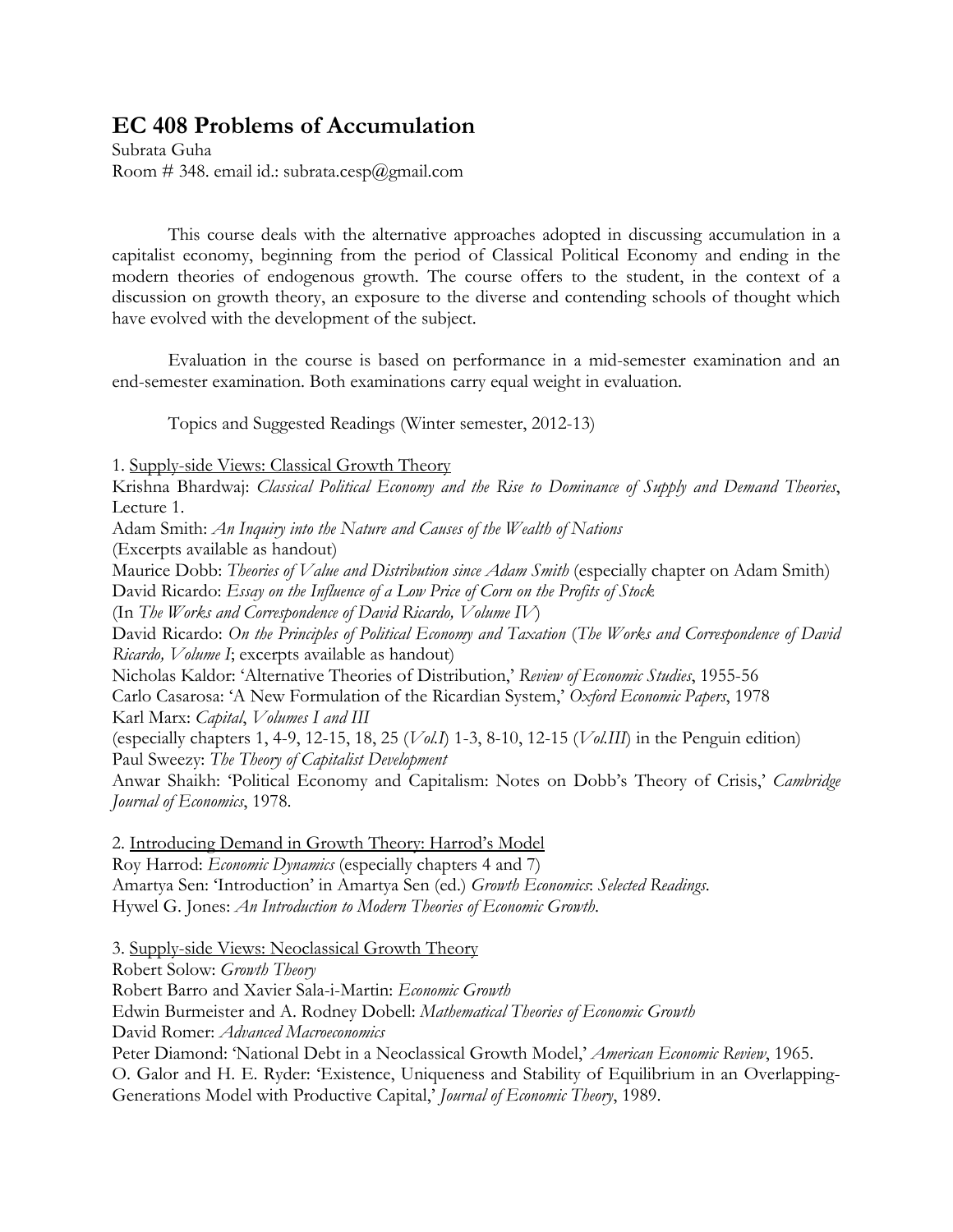# EC 408 Problems of Accumulation

Subrata Guha
Room # 348. email id.: subrata.cesp@gmail.com

This course deals with the alternative approaches adopted in discussing accumulation in a capitalist economy, beginning from the period of Classical Political Economy and ending in the modern theories of endogenous growth. The course offers to the student, in the context of a discussion on growth theory, an exposure to the diverse and contending schools of thought which have evolved with the development of the subject.

Evaluation in the course is based on performance in a mid-semester examination and an end-semester examination. Both examinations carry equal weight in evaluation.

Topics and Suggested Readings (Winter semester, 2012-13)

1. Supply-side Views: Classical Growth Theory

Krishna Bhardwaj: *Classical Political Economy and the Rise to Dominance of Supply and Demand Theories*, Lecture 1.
Adam Smith: *An Inquiry into the Nature and Causes of the Wealth of Nations*
(Excerpts available as handout)
Maurice Dobb: *Theories of Value and Distribution since Adam Smith* (especially chapter on Adam Smith)
David Ricardo: *Essay on the Influence of a Low Price of Corn on the Profits of Stock*
(In *The Works and Correspondence of David Ricardo, Volume IV*)
David Ricardo: *On the Principles of Political Economy and Taxation* (*The Works and Correspondence of David Ricardo, Volume I*; excerpts available as handout)
Nicholas Kaldor: 'Alternative Theories of Distribution,' *Review of Economic Studies*, 1955-56
Carlo Casarosa: 'A New Formulation of the Ricardian System,' *Oxford Economic Papers*, 1978
Karl Marx: *Capital*, *Volumes I and III*
(especially chapters 1, 4-9, 12-15, 18, 25 (*Vol.I*) 1-3, 8-10, 12-15 (*Vol.III*) in the Penguin edition)
Paul Sweezy: *The Theory of Capitalist Development*
Anwar Shaikh: 'Political Economy and Capitalism: Notes on Dobb's Theory of Crisis,' *Cambridge Journal of Economics*, 1978.

2. Introducing Demand in Growth Theory: Harrod's Model

Roy Harrod: *Economic Dynamics* (especially chapters 4 and 7)
Amartya Sen: 'Introduction' in Amartya Sen (ed.) *Growth Economics*: *Selected Readings*.
Hywel G. Jones: *An Introduction to Modern Theories of Economic Growth*.

3. Supply-side Views: Neoclassical Growth Theory

Robert Solow: *Growth Theory*
Robert Barro and Xavier Sala-i-Martin: *Economic Growth*
Edwin Burmeister and A. Rodney Dobell: *Mathematical Theories of Economic Growth*
David Romer: *Advanced Macroeconomics*
Peter Diamond: 'National Debt in a Neoclassical Growth Model,' *American Economic Review*, 1965.
O. Galor and H. E. Ryder: 'Existence, Uniqueness and Stability of Equilibrium in an Overlapping-Generations Model with Productive Capital,' *Journal of Economic Theory*, 1989.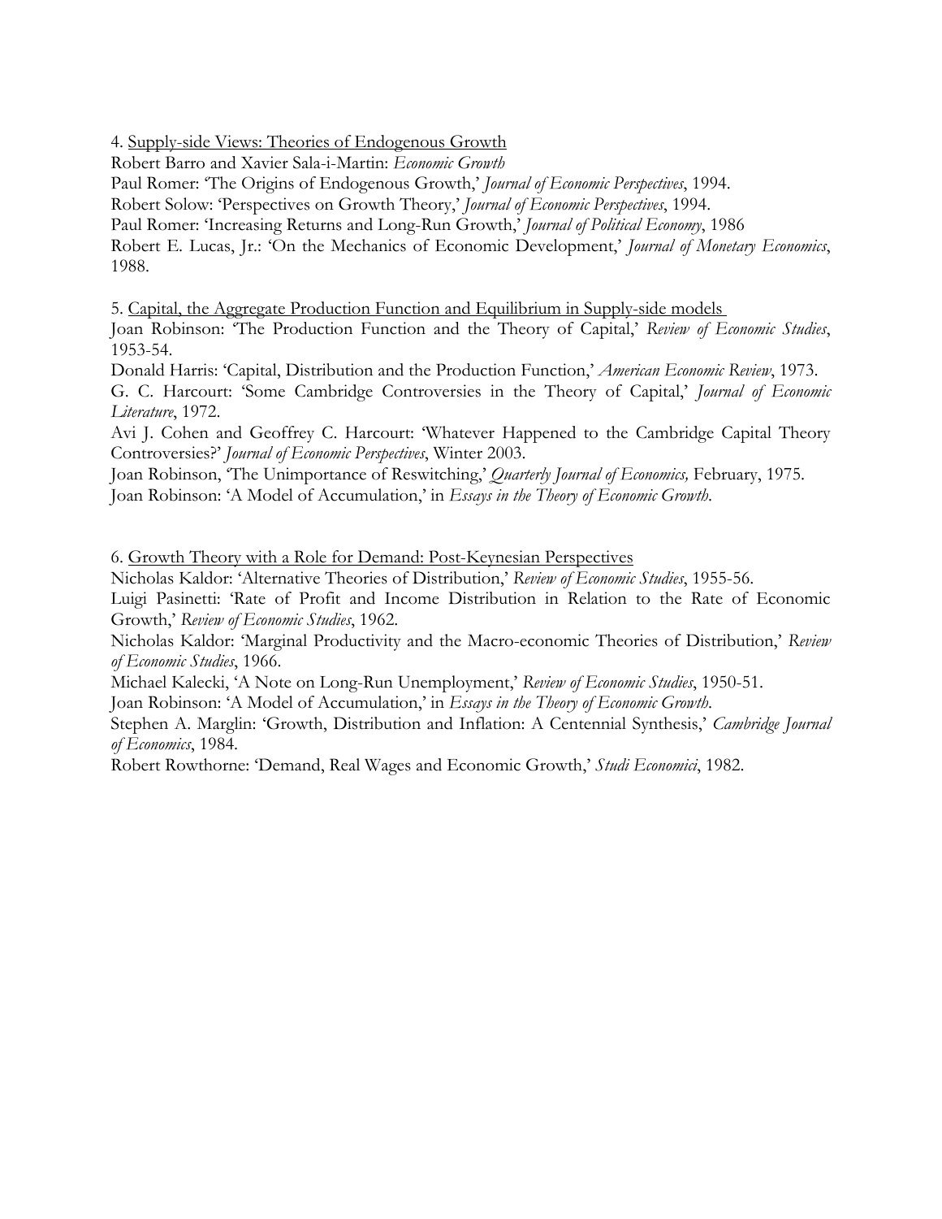4. <u>Supply-side Views: Theories of Endogenous Growth</u>

Robert Barro and Xavier Sala-i-Martin: *Economic Growth*

Paul Romer: 'The Origins of Endogenous Growth,' *Journal of Economic Perspectives*, 1994.

Robert Solow: 'Perspectives on Growth Theory,' *Journal of Economic Perspectives*, 1994.

Paul Romer: 'Increasing Returns and Long-Run Growth,' *Journal of Political Economy*, 1986

Robert E. Lucas, Jr.: 'On the Mechanics of Economic Development,' *Journal of Monetary Economics*, 1988.

5. <u>Capital, the Aggregate Production Function and Equilibrium in Supply-side models</u>

Joan Robinson: 'The Production Function and the Theory of Capital,' *Review of Economic Studies*, 1953-54.

Donald Harris: 'Capital, Distribution and the Production Function,' *American Economic Review*, 1973.

G. C. Harcourt: 'Some Cambridge Controversies in the Theory of Capital,' *Journal of Economic Literature*, 1972.

Avi J. Cohen and Geoffrey C. Harcourt: 'Whatever Happened to the Cambridge Capital Theory Controversies?' *Journal of Economic Perspectives*, Winter 2003.

Joan Robinson, 'The Unimportance of Reswitching,' *Quarterly Journal of Economics,* February, 1975.

Joan Robinson: 'A Model of Accumulation,' in *Essays in the Theory of Economic Growth*.

6. <u>Growth Theory with a Role for Demand: Post-Keynesian Perspectives</u>

Nicholas Kaldor: 'Alternative Theories of Distribution,' *Review of Economic Studies*, 1955-56.

Luigi Pasinetti: 'Rate of Profit and Income Distribution in Relation to the Rate of Economic Growth,' *Review of Economic Studies*, 1962.

Nicholas Kaldor: 'Marginal Productivity and the Macro-economic Theories of Distribution,' *Review of Economic Studies*, 1966.

Michael Kalecki, 'A Note on Long-Run Unemployment,' *Review of Economic Studies*, 1950-51.

Joan Robinson: 'A Model of Accumulation,' in *Essays in the Theory of Economic Growth*.

Stephen A. Marglin: 'Growth, Distribution and Inflation: A Centennial Synthesis,' *Cambridge Journal of Economics*, 1984.

Robert Rowthorne: 'Demand, Real Wages and Economic Growth,' *Studi Economici*, 1982.